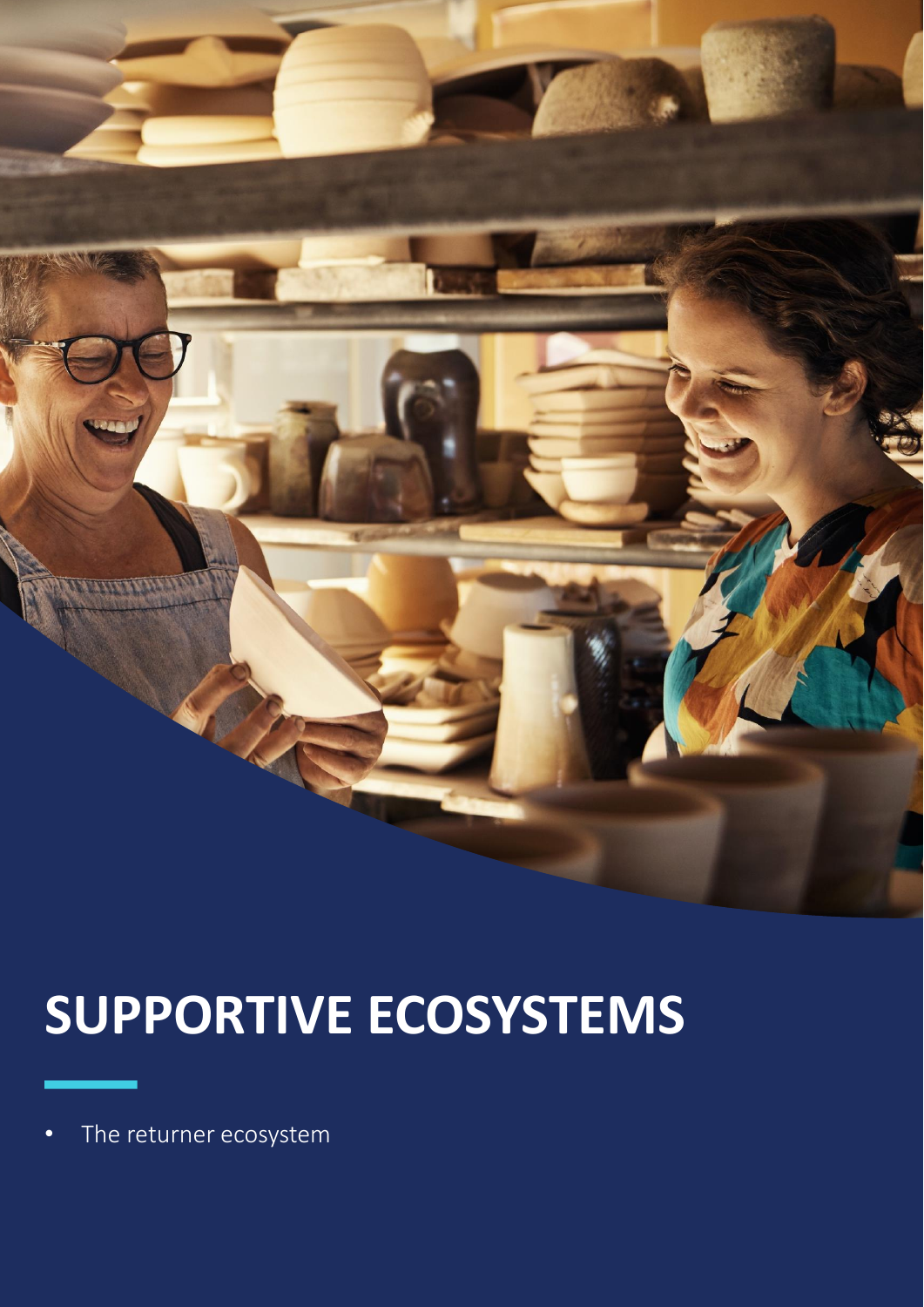# SUPPORTIVE ECOSYSTEMS

- The returner ecosystem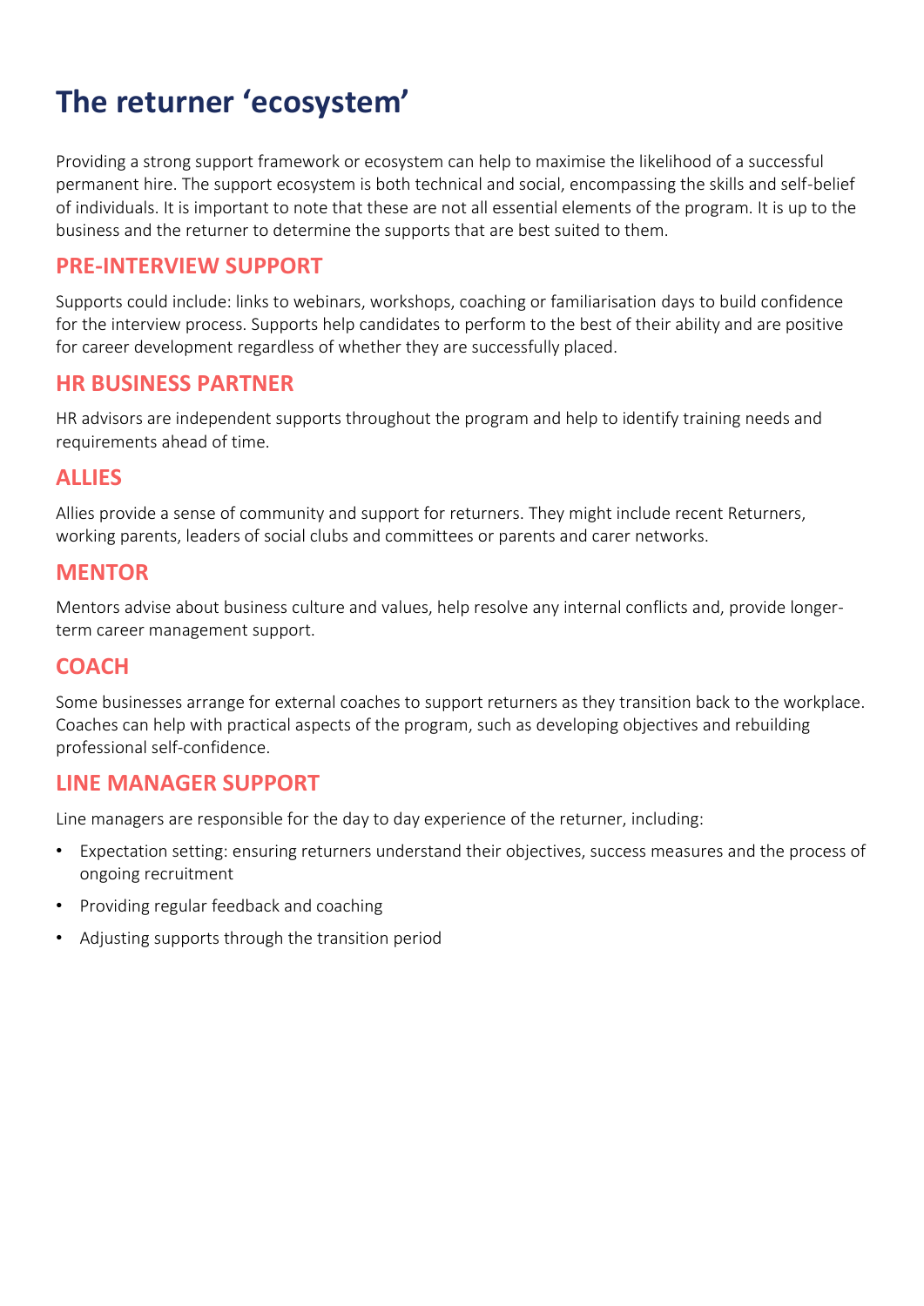# The returner 'ecosystem'

Providing a strong support framework or ecosystem can help to maximise the likelihood of a successful permanent hire. The support ecosystem is both technical and social, encompassing the skills and self-belief of individuals. It is important to note that these are not all essential elements of the program. It is up to the business and the returner to determine the supports that are best suited to them.

## PRE-INTERVIEW SUPPORT

Supports could include: links to webinars, workshops, coaching or familiarisation days to build confidence for the interview process. Supports help candidates to perform to the best of their ability and are positive for career development regardless of whether they are successfully placed.

## HR BUSINESS PARTNER

HR advisors are independent supports throughout the program and help to identify training needs and requirements ahead of time.

## ALLIES

Allies provide a sense of community and support for returners. They might include recent Returners, working parents, leaders of social clubs and committees or parents and carer networks.

## MENTOR

Mentors advise about business culture and values, help resolve any internal conflicts and, provide longer-term career management support.

## COACH

Some businesses arrange for external coaches to support returners as they transition back to the workplace. Coaches can help with practical aspects of the program, such as developing objectives and rebuilding professional self-confidence.

## LINE MANAGER SUPPORT

Line managers are responsible for the day to day experience of the returner, including:

- Expectation setting: ensuring returners understand their objectives, success measures and the process of ongoing recruitment
- Providing regular feedback and coaching
- Adjusting supports through the transition period